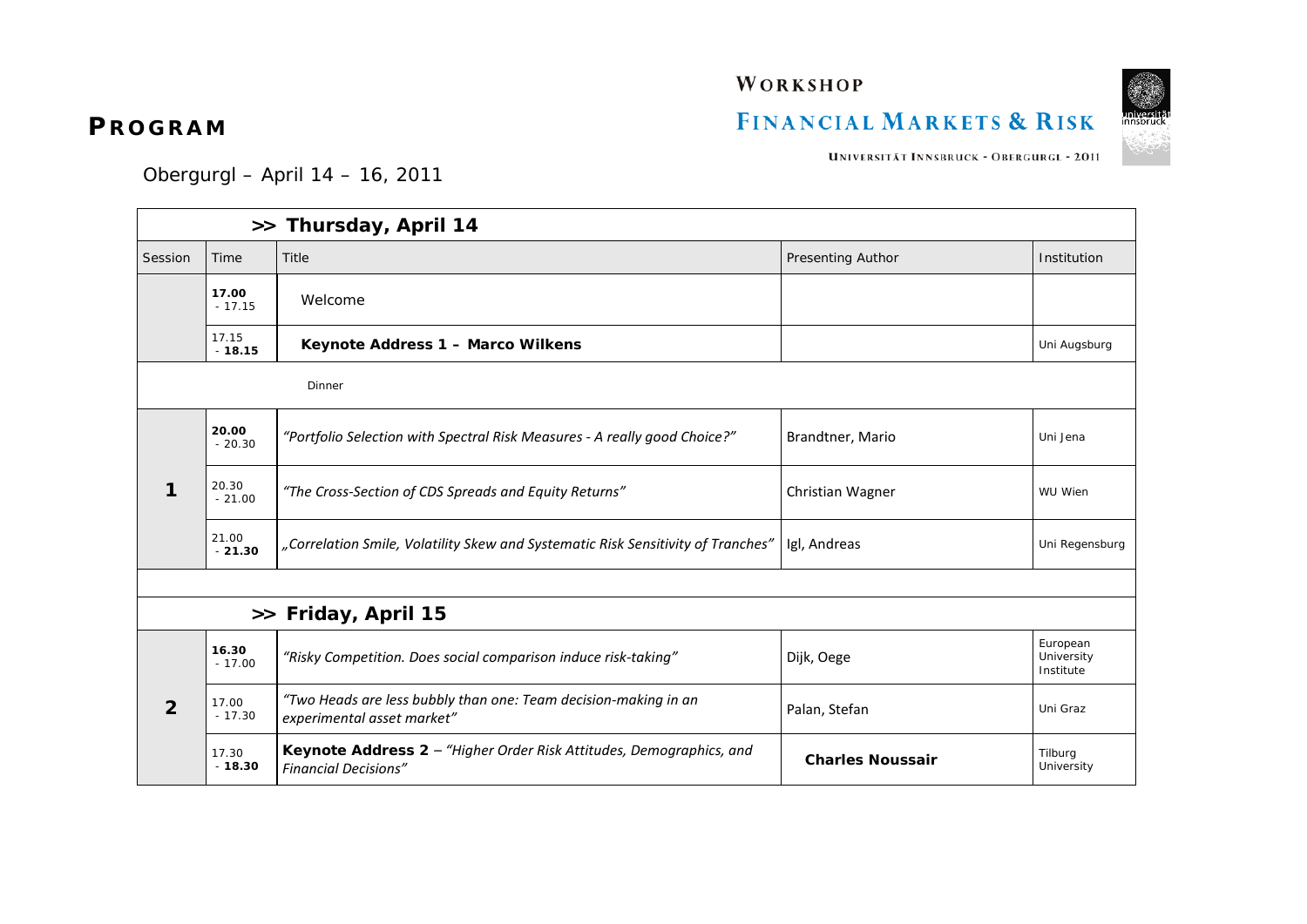# PROGRAM

Obergurgl – April 14 – 16, 2011

## WORKSHOP
## FINANCIAL MARKETS & RISK

UNIVERSITÄT INNSBRUCK - OBERGURGL - 2011

| >> Thursday, April 14 | | | | |
|---|---|---|---|---|
| Session | Time | Title | Presenting Author | Institution |
| | **17.00** - 17.15 | Welcome | | |
| | 17.15 - **18.15** | **Keynote Address 1 – Marco Wilkens** | | Uni Augsburg |
| | | Dinner | | |
| 1 | **20.00** - 20.30 | *"Portfolio Selection with Spectral Risk Measures - A really good Choice?"* | Brandtner, Mario | Uni Jena |
| 1 | 20.30 - 21.00 | *"The Cross-Section of CDS Spreads and Equity Returns"* | Christian Wagner | WU Wien |
| 1 | 21.00 - **21.30** | *„Correlation Smile, Volatility Skew and Systematic Risk Sensitivity of Tranches"* | Igl, Andreas | Uni Regensburg |

| >> Friday, April 15 | | | | |
|---|---|---|---|---|
| Session | Time | Title | Presenting Author | Institution |
| 2 | **16.30** - 17.00 | *"Risky Competition. Does social comparison induce risk-taking"* | Dijk, Oege | European University Institute |
| 2 | 17.00 - 17.30 | *"Two Heads are less bubbly than one: Team decision-making in an experimental asset market"* | Palan, Stefan | Uni Graz |
| 2 | 17.30 - **18.30** | **Keynote Address 2** – *"Higher Order Risk Attitudes, Demographics, and Financial Decisions"* | **Charles Noussair** | Tilburg University |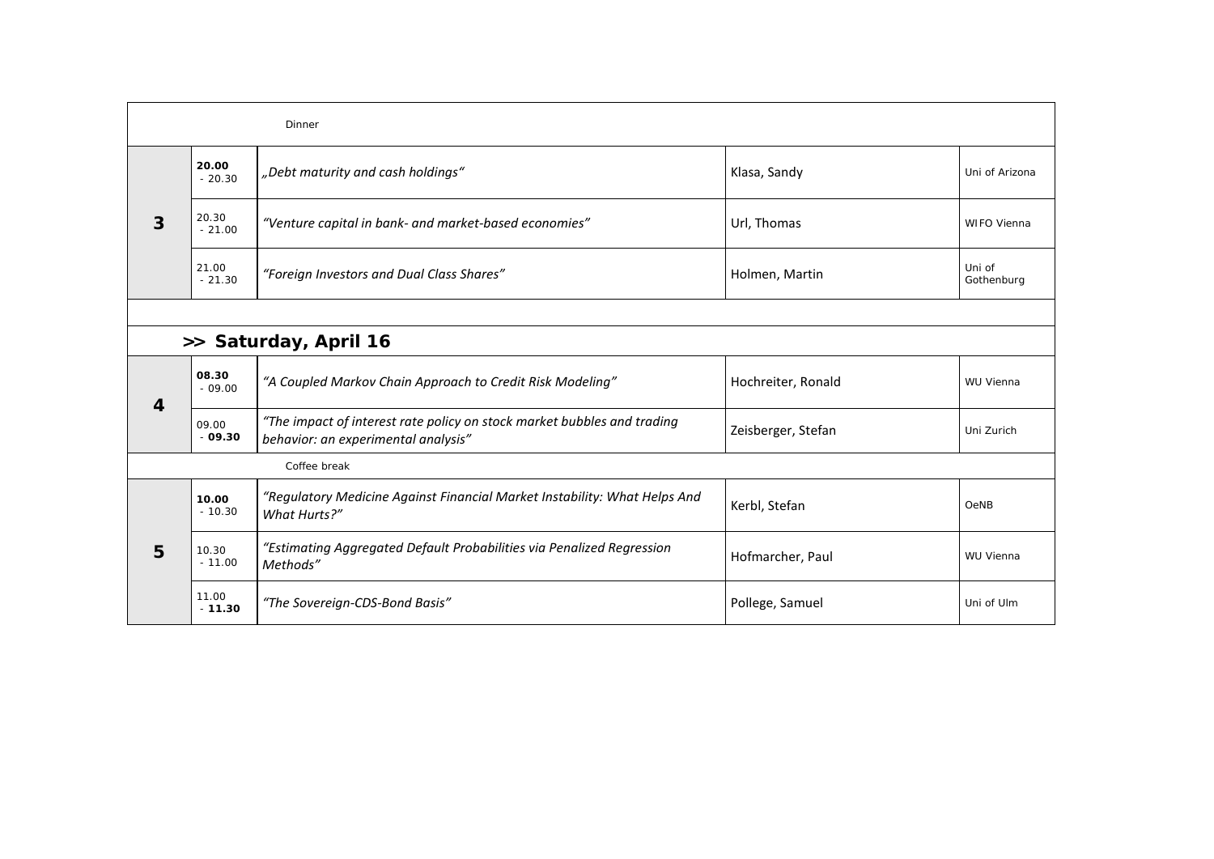| | | | | |
|---|---|---|---|---|
| | | Dinner | | |
| **3** | **20.00** - 20.30 | *„Debt maturity and cash holdings"* | Klasa, Sandy | Uni of Arizona |
| | 20.30 - 21.00 | *"Venture capital in bank- and market-based economies"* | Url, Thomas | WIFO Vienna |
| | 21.00 - 21.30 | *"Foreign Investors and Dual Class Shares"* | Holmen, Martin | Uni of Gothenburg |
| | | | | |
| **>> Saturday, April 16** | | | | |
| **4** | **08.30** - 09.00 | *"A Coupled Markov Chain Approach to Credit Risk Modeling"* | Hochreiter, Ronald | WU Vienna |
| | 09.00 - **09.30** | *"The impact of interest rate policy on stock market bubbles and trading behavior: an experimental analysis"* | Zeisberger, Stefan | Uni Zurich |
| | | Coffee break | | |
| **5** | **10.00** - 10.30 | *"Regulatory Medicine Against Financial Market Instability: What Helps And What Hurts?"* | Kerbl, Stefan | OeNB |
| | 10.30 - 11.00 | *"Estimating Aggregated Default Probabilities via Penalized Regression Methods"* | Hofmarcher, Paul | WU Vienna |
| | 11.00 - **11.30** | *"The Sovereign-CDS-Bond Basis"* | Pollege, Samuel | Uni of Ulm |